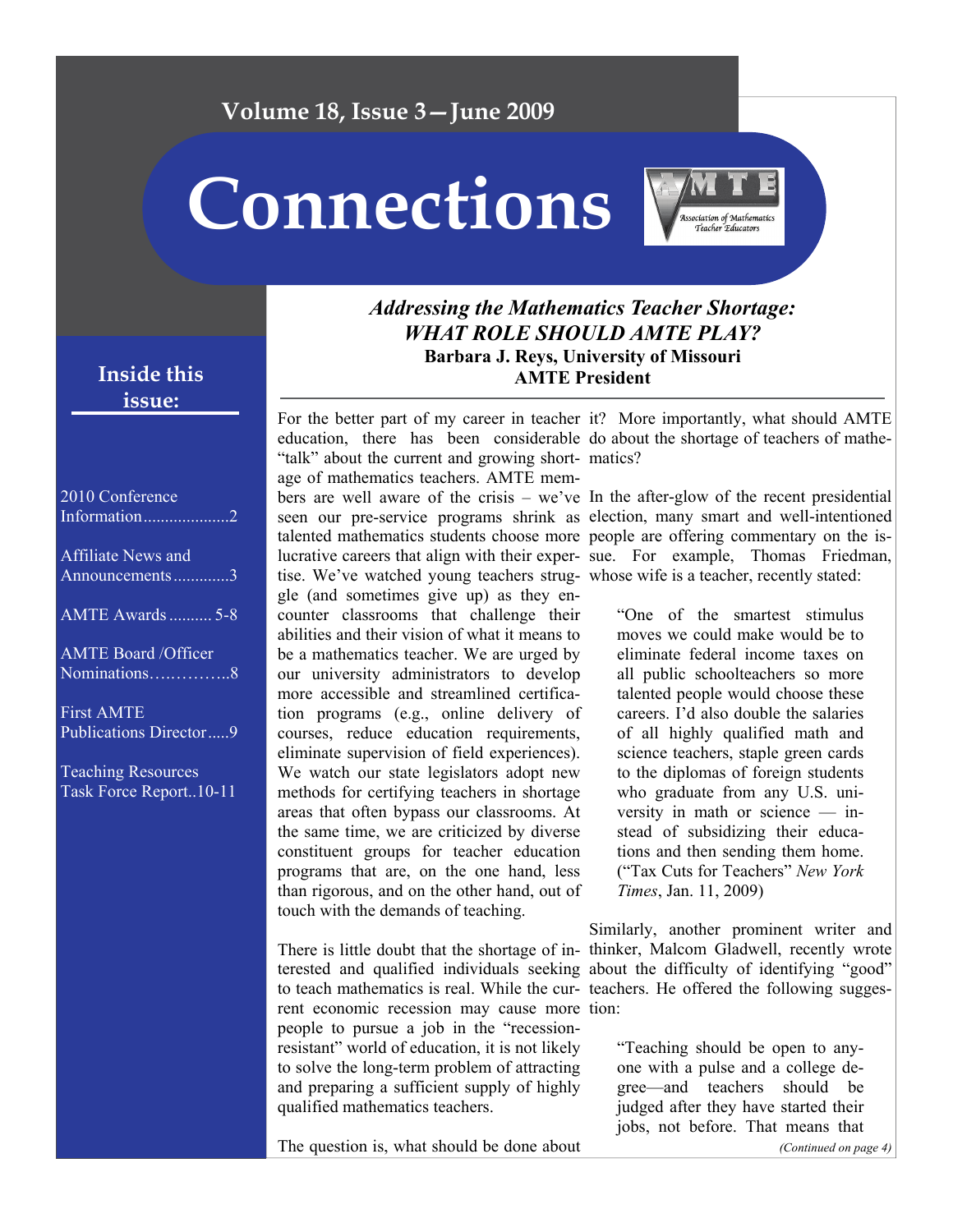# Connections

Volume 18, Issue 3—June 2009

Association of Mathematics Teacher Educators

## Inside this issue:

- 2010 Conference Information....................2
- Affiliate News and Announcements.............3
- AMTE Awards .......... 5-8
- AMTE Board /Officer Nominations…………..8
- First AMTE Publications Director.....9
- Teaching Resources Task Force Report..10-11

## *Addressing the Mathematics Teacher Shortage: WHAT ROLE SHOULD AMTE PLAY?*

**Barbara J. Reys, University of Missouri**
**AMTE President**

For the better part of my career in teacher education, there has been considerable "talk" about the current and growing shortage of mathematics teachers. AMTE members are well aware of the crisis – we've seen our pre-service programs shrink as talented mathematics students choose more lucrative careers that align with their expertise. We've watched young teachers struggle (and sometimes give up) as they encounter classrooms that challenge their abilities and their vision of what it means to be a mathematics teacher. We are urged by our university administrators to develop more accessible and streamlined certification programs (e.g., online delivery of courses, reduce education requirements, eliminate supervision of field experiences). We watch our state legislators adopt new methods for certifying teachers in shortage areas that often bypass our classrooms. At the same time, we are criticized by diverse constituent groups for teacher education programs that are, on the one hand, less than rigorous, and on the other hand, out of touch with the demands of teaching.

There is little doubt that the shortage of interested and qualified individuals seeking to teach mathematics is real. While the current economic recession may cause more people to pursue a job in the "recession-resistant" world of education, it is not likely to solve the long-term problem of attracting and preparing a sufficient supply of highly qualified mathematics teachers.

The question is, what should be done about it? More importantly, what should AMTE do about the shortage of teachers of mathematics?

In the after-glow of the recent presidential election, many smart and well-intentioned people are offering commentary on the issue. For example, Thomas Friedman, whose wife is a teacher, recently stated:

> "One of the smartest stimulus moves we could make would be to eliminate federal income taxes on all public schoolteachers so more talented people would choose these careers. I'd also double the salaries of all highly qualified math and science teachers, staple green cards to the diplomas of foreign students who graduate from any U.S. university in math or science — instead of subsidizing their educations and then sending them home. ("Tax Cuts for Teachers" *New York Times*, Jan. 11, 2009)

Similarly, another prominent writer and thinker, Malcom Gladwell, recently wrote about the difficulty of identifying "good" teachers. He offered the following suggestion:

> "Teaching should be open to anyone with a pulse and a college degree—and teachers should be judged after they have started their jobs, not before. That means that

*(Continued on page 4)*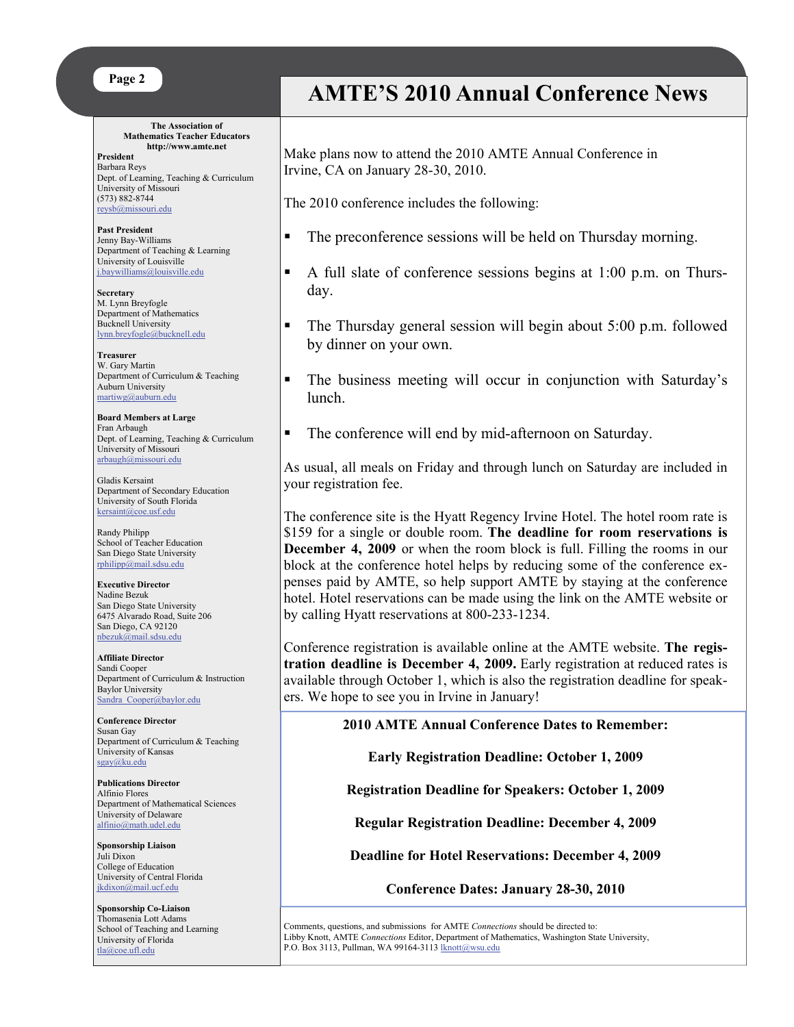# AMTE'S 2010 Annual Conference News

Make plans now to attend the 2010 AMTE Annual Conference in Irvine, CA on January 28-30, 2010.

The 2010 conference includes the following:

- The preconference sessions will be held on Thursday morning.
- A full slate of conference sessions begins at 1:00 p.m. on Thursday.
- The Thursday general session will begin about 5:00 p.m. followed by dinner on your own.
- The business meeting will occur in conjunction with Saturday's lunch.
- The conference will end by mid-afternoon on Saturday.

As usual, all meals on Friday and through lunch on Saturday are included in your registration fee.

The conference site is the Hyatt Regency Irvine Hotel. The hotel room rate is $159 for a single or double room. **The deadline for room reservations is December 4, 2009** or when the room block is full. Filling the rooms in our block at the conference hotel helps by reducing some of the conference expenses paid by AMTE, so help support AMTE by staying at the conference hotel. Hotel reservations can be made using the link on the AMTE website or by calling Hyatt reservations at 800-233-1234.

Conference registration is available online at the AMTE website. **The registration deadline is December 4, 2009.** Early registration at reduced rates is available through October 1, which is also the registration deadline for speakers. We hope to see you in Irvine in January!

**2010 AMTE Annual Conference Dates to Remember:**

**Early Registration Deadline: October 1, 2009**

**Registration Deadline for Speakers: October 1, 2009**

**Regular Registration Deadline: December 4, 2009**

**Deadline for Hotel Reservations: December 4, 2009**

**Conference Dates: January 28-30, 2010**

Comments, questions, and submissions for AMTE *Connections* should be directed to:
Libby Knott, AMTE *Connections* Editor, Department of Mathematics, Washington State University, P.O. Box 3113, Pullman, WA 99164-3113 lknott@wsu.edu

---

**The Association of Mathematics Teacher Educators**
**http://www.amte.net**

**President**
Barbara Reys
Dept. of Learning, Teaching & Curriculum
University of Missouri
(573) 882-8744
reysb@missouri.edu

**Past President**
Jenny Bay-Williams
Department of Teaching & Learning
University of Louisville
j.baywilliams@louisville.edu

**Secretary**
M. Lynn Breyfogle
Department of Mathematics
Bucknell University
lynn.breyfogle@bucknell.edu

**Treasurer**
W. Gary Martin
Department of Curriculum & Teaching
Auburn University
martiwg@auburn.edu

**Board Members at Large**
Fran Arbaugh
Dept. of Learning, Teaching & Curriculum
University of Missouri
arbaugh@missouri.edu

Gladis Kersaint
Department of Secondary Education
University of South Florida
kersaint@coe.usf.edu

Randy Philipp
School of Teacher Education
San Diego State University
rphilipp@mail.sdsu.edu

**Executive Director**
Nadine Bezuk
San Diego State University
6475 Alvarado Road, Suite 206
San Diego, CA 92120
nbezuk@mail.sdsu.edu

**Affiliate Director**
Sandi Cooper
Department of Curriculum & Instruction
Baylor University
Sandra_Cooper@baylor.edu

**Conference Director**
Susan Gay
Department of Curriculum & Teaching
University of Kansas
sgay@ku.edu

**Publications Director**
Alfinio Flores
Department of Mathematical Sciences
University of Delaware
alfinio@math.udel.edu

**Sponsorship Liaison**
Juli Dixon
College of Education
University of Central Florida
jkdixon@mail.ucf.edu

**Sponsorship Co-Liaison**
Thomasenia Lott Adams
School of Teaching and Learning
University of Florida
tla@coe.ufl.edu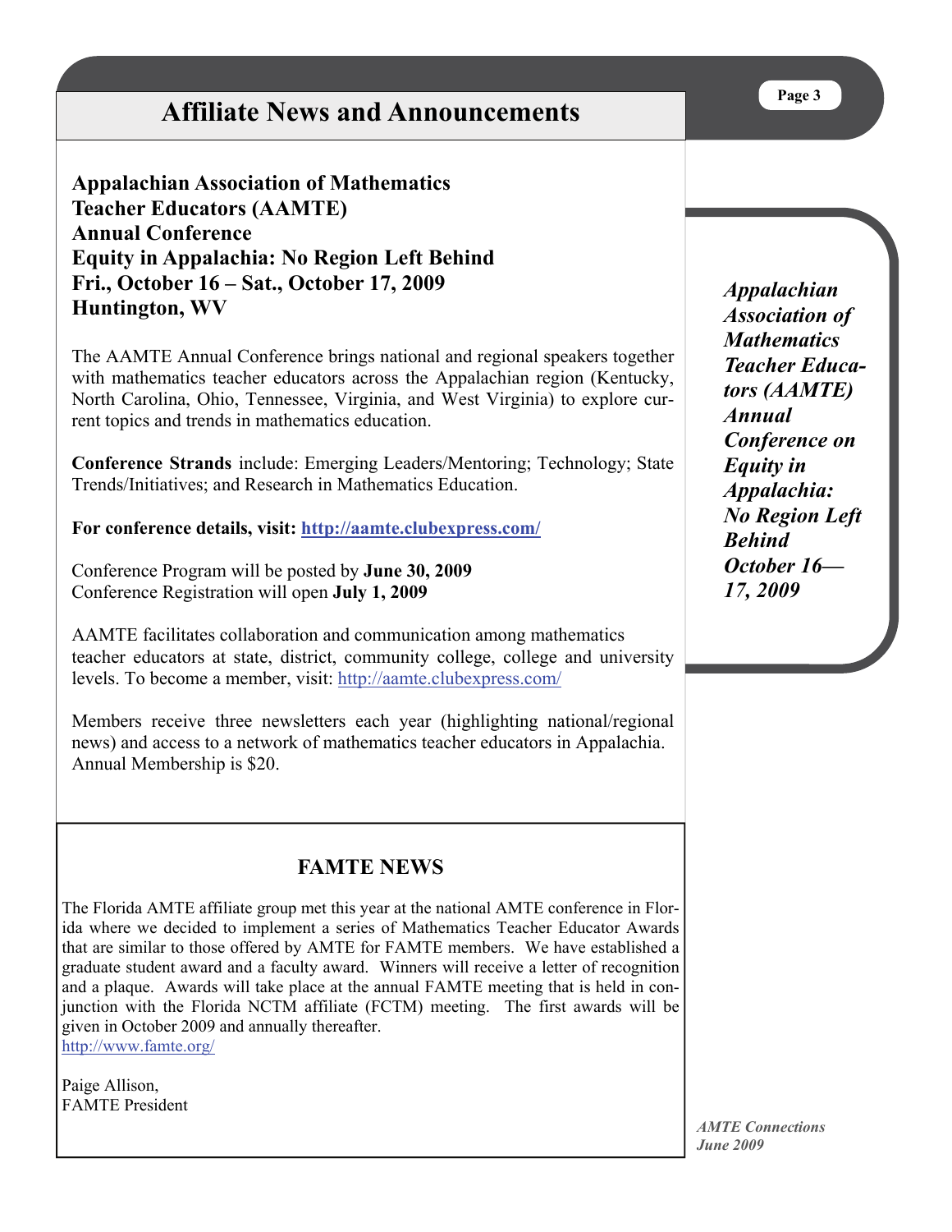# Affiliate News and Announcements

**Appalachian Association of Mathematics Teacher Educators (AAMTE) Annual Conference**
**Equity in Appalachia: No Region Left Behind**
**Fri., October 16 – Sat., October 17, 2009**
**Huntington, WV**

The AAMTE Annual Conference brings national and regional speakers together with mathematics teacher educators across the Appalachian region (Kentucky, North Carolina, Ohio, Tennessee, Virginia, and West Virginia) to explore current topics and trends in mathematics education.

**Conference Strands** include: Emerging Leaders/Mentoring; Technology; State Trends/Initiatives; and Research in Mathematics Education.

**For conference details, visit: http://aamte.clubexpress.com/**

Conference Program will be posted by **June 30, 2009**
Conference Registration will open **July 1, 2009**

AAMTE facilitates collaboration and communication among mathematics teacher educators at state, district, community college, college and university levels. To become a member, visit: http://aamte.clubexpress.com/

Members receive three newsletters each year (highlighting national/regional news) and access to a network of mathematics teacher educators in Appalachia. Annual Membership is $20.

***Appalachian Association of Mathematics Teacher Educators (AAMTE) Annual Conference on Equity in Appalachia: No Region Left Behind October 16—17, 2009***

## FAMTE NEWS

The Florida AMTE affiliate group met this year at the national AMTE conference in Florida where we decided to implement a series of Mathematics Teacher Educator Awards that are similar to those offered by AMTE for FAMTE members. We have established a graduate student award and a faculty award. Winners will receive a letter of recognition and a plaque. Awards will take place at the annual FAMTE meeting that is held in conjunction with the Florida NCTM affiliate (FCTM) meeting. The first awards will be given in October 2009 and annually thereafter.
http://www.famte.org/

Paige Allison,
FAMTE President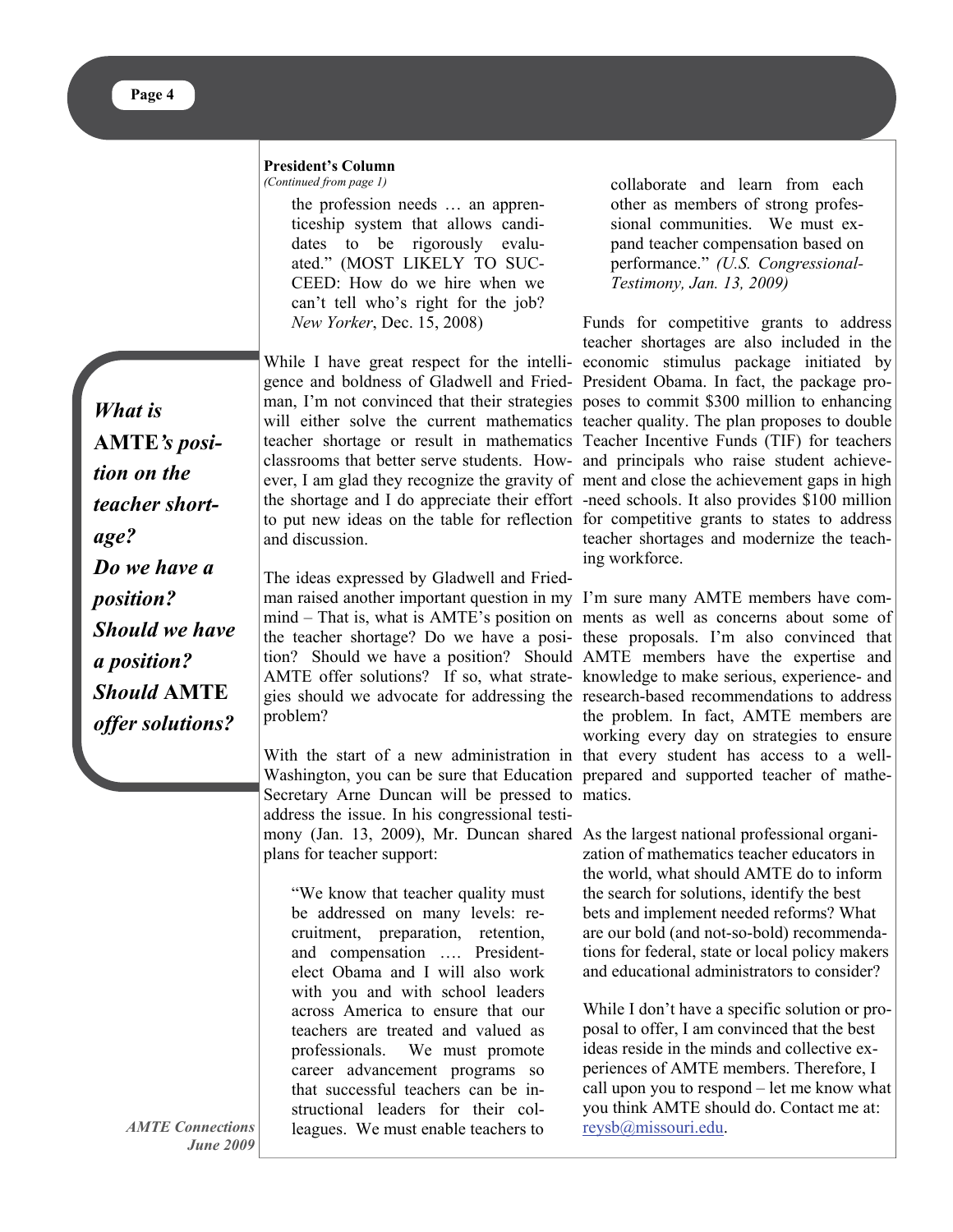**President's Column**

*(Continued from page 1)*

> the profession needs … an apprenticeship system that allows candidates to be rigorously evaluated." (MOST LIKELY TO SUCCEED: How do we hire when we can't tell who's right for the job? *New Yorker*, Dec. 15, 2008)

While I have great respect for the intelligence and boldness of Gladwell and Friedman, I'm not convinced that their strategies will either solve the current mathematics teacher shortage or result in mathematics classrooms that better serve students. However, I am glad they recognize the gravity of the shortage and I do appreciate their effort to put new ideas on the table for reflection and discussion.

*What is* **AMTE***'s position on the teacher shortage? Do we have a position? Should we have a position? Should* **AMTE** *offer solutions?*

The ideas expressed by Gladwell and Friedman raised another important question in my mind – That is, what is AMTE's position on the teacher shortage? Do we have a position? Should we have a position? Should AMTE offer solutions? If so, what strategies should we advocate for addressing the problem?

With the start of a new administration in Washington, you can be sure that Education Secretary Arne Duncan will be pressed to address the issue. In his congressional testimony (Jan. 13, 2009), Mr. Duncan shared plans for teacher support:

> "We know that teacher quality must be addressed on many levels: recruitment, preparation, retention, and compensation …. President-elect Obama and I will also work with you and with school leaders across America to ensure that our teachers are treated and valued as professionals. We must promote career advancement programs so that successful teachers can be instructional leaders for their colleagues. We must enable teachers to collaborate and learn from each other as members of strong professional communities. We must expand teacher compensation based on performance." *(U.S. Congressional-Testimony, Jan. 13, 2009)*

Funds for competitive grants to address teacher shortages are also included in the economic stimulus package initiated by President Obama. In fact, the package proposes to commit $300 million to enhancing teacher quality. The plan proposes to double Teacher Incentive Funds (TIF) for teachers and principals who raise student achievement and close the achievement gaps in high-need schools. It also provides $100 million for competitive grants to states to address teacher shortages and modernize the teaching workforce.

I'm sure many AMTE members have comments as well as concerns about some of these proposals. I'm also convinced that AMTE members have the expertise and knowledge to make serious, experience- and research-based recommendations to address the problem. In fact, AMTE members are working every day on strategies to ensure that every student has access to a well-prepared and supported teacher of mathematics.

As the largest national professional organization of mathematics teacher educators in the world, what should AMTE do to inform the search for solutions, identify the best bets and implement needed reforms? What are our bold (and not-so-bold) recommendations for federal, state or local policy makers and educational administrators to consider?

While I don't have a specific solution or proposal to offer, I am convinced that the best ideas reside in the minds and collective experiences of AMTE members. Therefore, I call upon you to respond – let me know what you think AMTE should do. Contact me at: reysb@missouri.edu.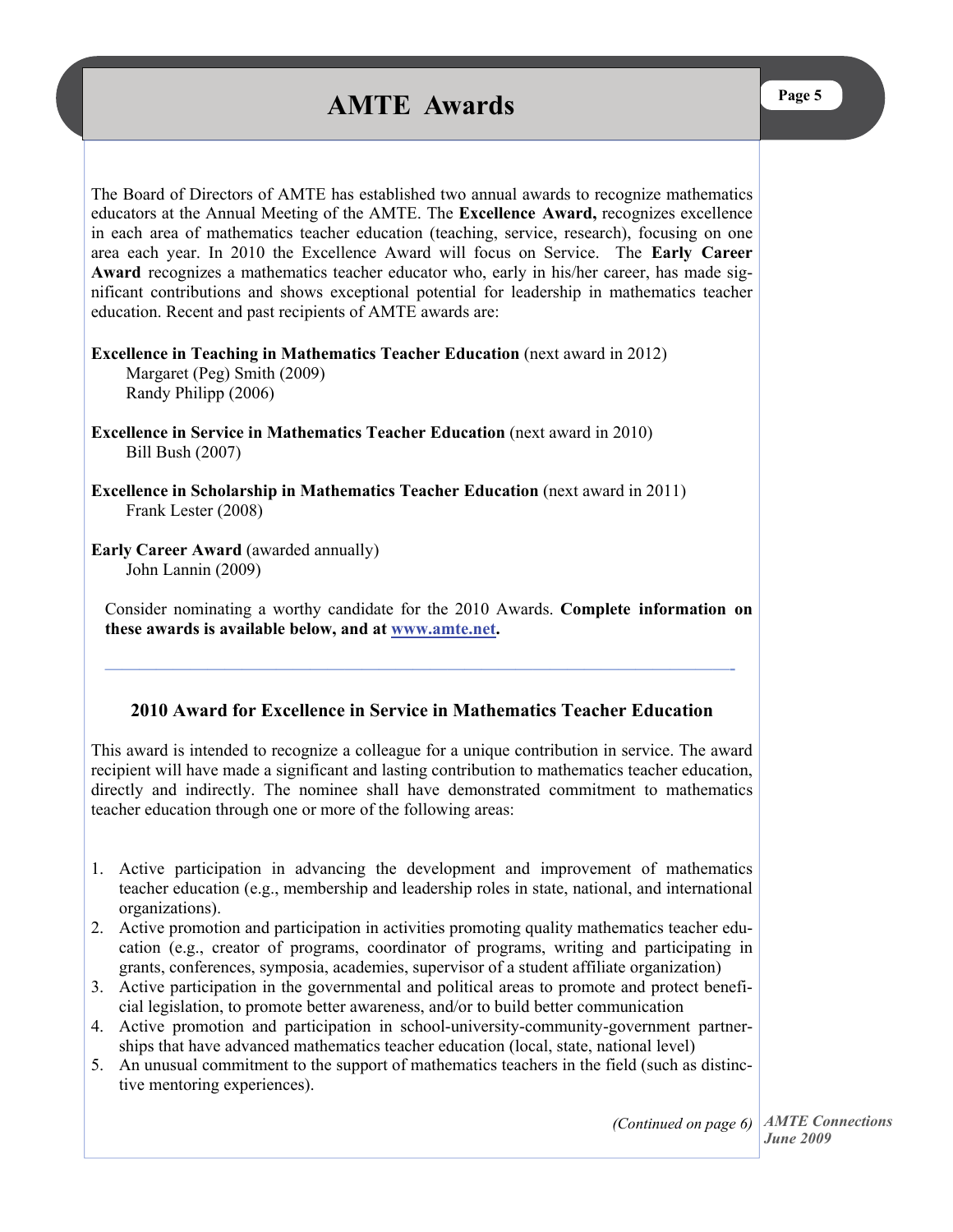# AMTE Awards

The Board of Directors of AMTE has established two annual awards to recognize mathematics educators at the Annual Meeting of the AMTE. The **Excellence Award,** recognizes excellence in each area of mathematics teacher education (teaching, service, research), focusing on one area each year. In 2010 the Excellence Award will focus on Service. The **Early Career Award** recognizes a mathematics teacher educator who, early in his/her career, has made significant contributions and shows exceptional potential for leadership in mathematics teacher education. Recent and past recipients of AMTE awards are:

**Excellence in Teaching in Mathematics Teacher Education** (next award in 2012)
Margaret (Peg) Smith (2009)
Randy Philipp (2006)

**Excellence in Service in Mathematics Teacher Education** (next award in 2010)
Bill Bush (2007)

**Excellence in Scholarship in Mathematics Teacher Education** (next award in 2011)
Frank Lester (2008)

**Early Career Award** (awarded annually)
John Lannin (2009)

Consider nominating a worthy candidate for the 2010 Awards. **Complete information on these awards is available below, and at [www.amte.net](www.amte.net).**

---

### 2010 Award for Excellence in Service in Mathematics Teacher Education

This award is intended to recognize a colleague for a unique contribution in service. The award recipient will have made a significant and lasting contribution to mathematics teacher education, directly and indirectly. The nominee shall have demonstrated commitment to mathematics teacher education through one or more of the following areas:

1. Active participation in advancing the development and improvement of mathematics teacher education (e.g., membership and leadership roles in state, national, and international organizations).
2. Active promotion and participation in activities promoting quality mathematics teacher education (e.g., creator of programs, coordinator of programs, writing and participating in grants, conferences, symposia, academies, supervisor of a student affiliate organization)
3. Active participation in the governmental and political areas to promote and protect beneficial legislation, to promote better awareness, and/or to build better communication
4. Active promotion and participation in school-university-community-government partnerships that have advanced mathematics teacher education (local, state, national level)
5. An unusual commitment to the support of mathematics teachers in the field (such as distinctive mentoring experiences).

*(Continued on page 6)*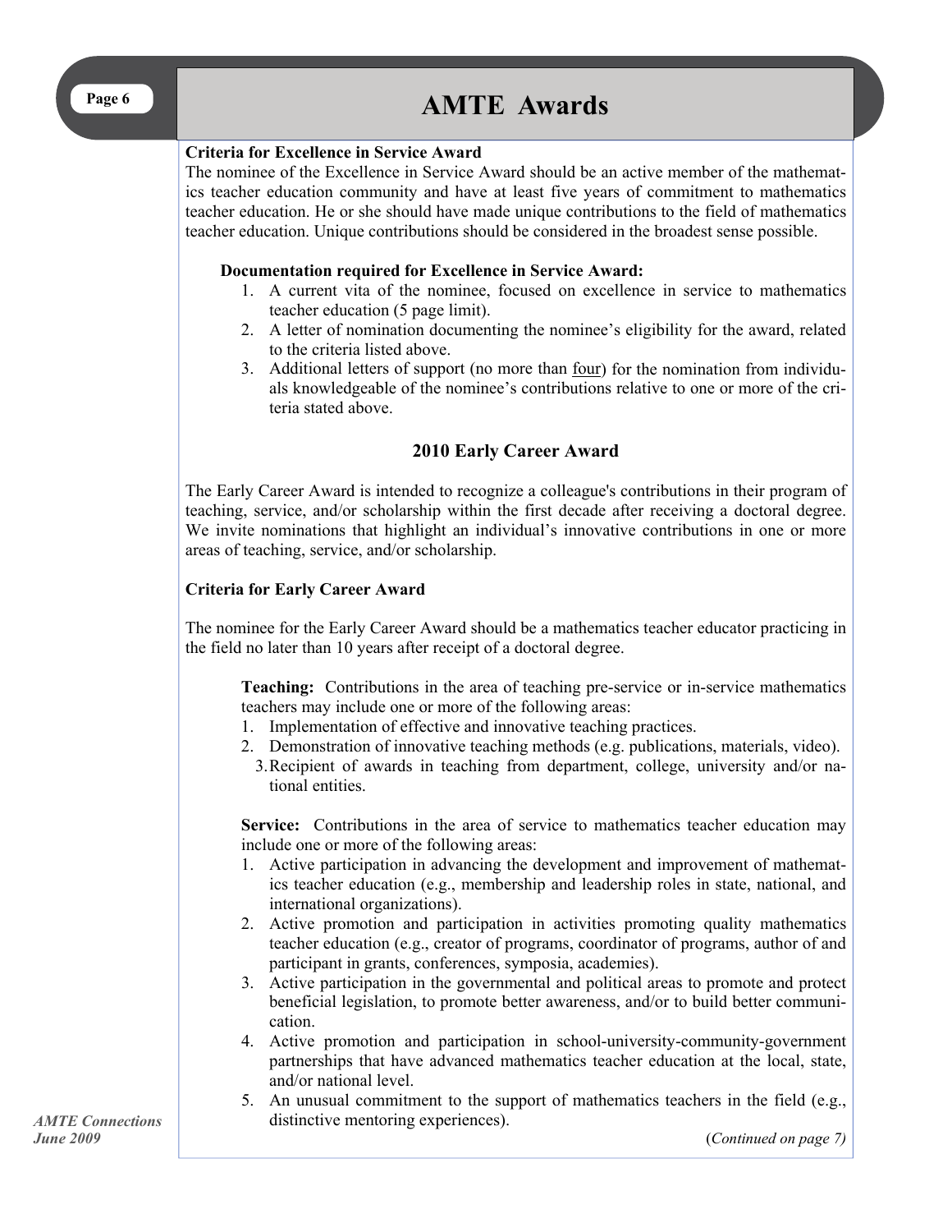# AMTE Awards

**Criteria for Excellence in Service Award**

The nominee of the Excellence in Service Award should be an active member of the mathematics teacher education community and have at least five years of commitment to mathematics teacher education. He or she should have made unique contributions to the field of mathematics teacher education. Unique contributions should be considered in the broadest sense possible.

**Documentation required for Excellence in Service Award:**

1. A current vita of the nominee, focused on excellence in service to mathematics teacher education (5 page limit).
2. A letter of nomination documenting the nominee's eligibility for the award, related to the criteria listed above.
3. Additional letters of support (no more than four) for the nomination from individuals knowledgeable of the nominee's contributions relative to one or more of the criteria stated above.

## 2010 Early Career Award

The Early Career Award is intended to recognize a colleague's contributions in their program of teaching, service, and/or scholarship within the first decade after receiving a doctoral degree. We invite nominations that highlight an individual's innovative contributions in one or more areas of teaching, service, and/or scholarship.

**Criteria for Early Career Award**

The nominee for the Early Career Award should be a mathematics teacher educator practicing in the field no later than 10 years after receipt of a doctoral degree.

**Teaching:** Contributions in the area of teaching pre-service or in-service mathematics teachers may include one or more of the following areas:

1. Implementation of effective and innovative teaching practices.
2. Demonstration of innovative teaching methods (e.g. publications, materials, video).
3. Recipient of awards in teaching from department, college, university and/or national entities.

**Service:** Contributions in the area of service to mathematics teacher education may include one or more of the following areas:

1. Active participation in advancing the development and improvement of mathematics teacher education (e.g., membership and leadership roles in state, national, and international organizations).
2. Active promotion and participation in activities promoting quality mathematics teacher education (e.g., creator of programs, coordinator of programs, author of and participant in grants, conferences, symposia, academies).
3. Active participation in the governmental and political areas to promote and protect beneficial legislation, to promote better awareness, and/or to build better communication.
4. Active promotion and participation in school-university-community-government partnerships that have advanced mathematics teacher education at the local, state, and/or national level.
5. An unusual commitment to the support of mathematics teachers in the field (e.g., distinctive mentoring experiences).

(*Continued on page 7)*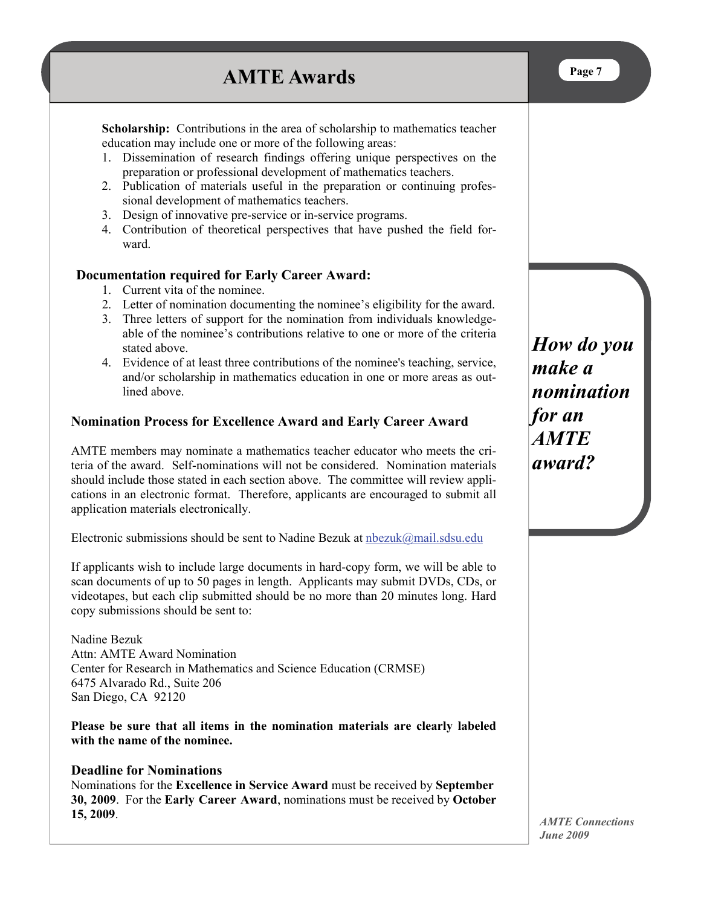# AMTE Awards

**Scholarship:** Contributions in the area of scholarship to mathematics teacher education may include one or more of the following areas:

1. Dissemination of research findings offering unique perspectives on the preparation or professional development of mathematics teachers.
2. Publication of materials useful in the preparation or continuing professional development of mathematics teachers.
3. Design of innovative pre-service or in-service programs.
4. Contribution of theoretical perspectives that have pushed the field forward.

### Documentation required for Early Career Award:

1. Current vita of the nominee.
2. Letter of nomination documenting the nominee's eligibility for the award.
3. Three letters of support for the nomination from individuals knowledgeable of the nominee's contributions relative to one or more of the criteria stated above.
4. Evidence of at least three contributions of the nominee's teaching, service, and/or scholarship in mathematics education in one or more areas as outlined above.

***How do you make a nomination for an AMTE award?***

### Nomination Process for Excellence Award and Early Career Award

AMTE members may nominate a mathematics teacher educator who meets the criteria of the award. Self-nominations will not be considered. Nomination materials should include those stated in each section above. The committee will review applications in an electronic format. Therefore, applicants are encouraged to submit all application materials electronically.

Electronic submissions should be sent to Nadine Bezuk at nbezuk@mail.sdsu.edu

If applicants wish to include large documents in hard-copy form, we will be able to scan documents of up to 50 pages in length. Applicants may submit DVDs, CDs, or videotapes, but each clip submitted should be no more than 20 minutes long. Hard copy submissions should be sent to:

Nadine Bezuk
Attn: AMTE Award Nomination
Center for Research in Mathematics and Science Education (CRMSE)
6475 Alvarado Rd., Suite 206
San Diego, CA 92120

**Please be sure that all items in the nomination materials are clearly labeled with the name of the nominee.**

### Deadline for Nominations

Nominations for the **Excellence in Service Award** must be received by **September 30, 2009**. For the **Early Career Award**, nominations must be received by **October 15, 2009**.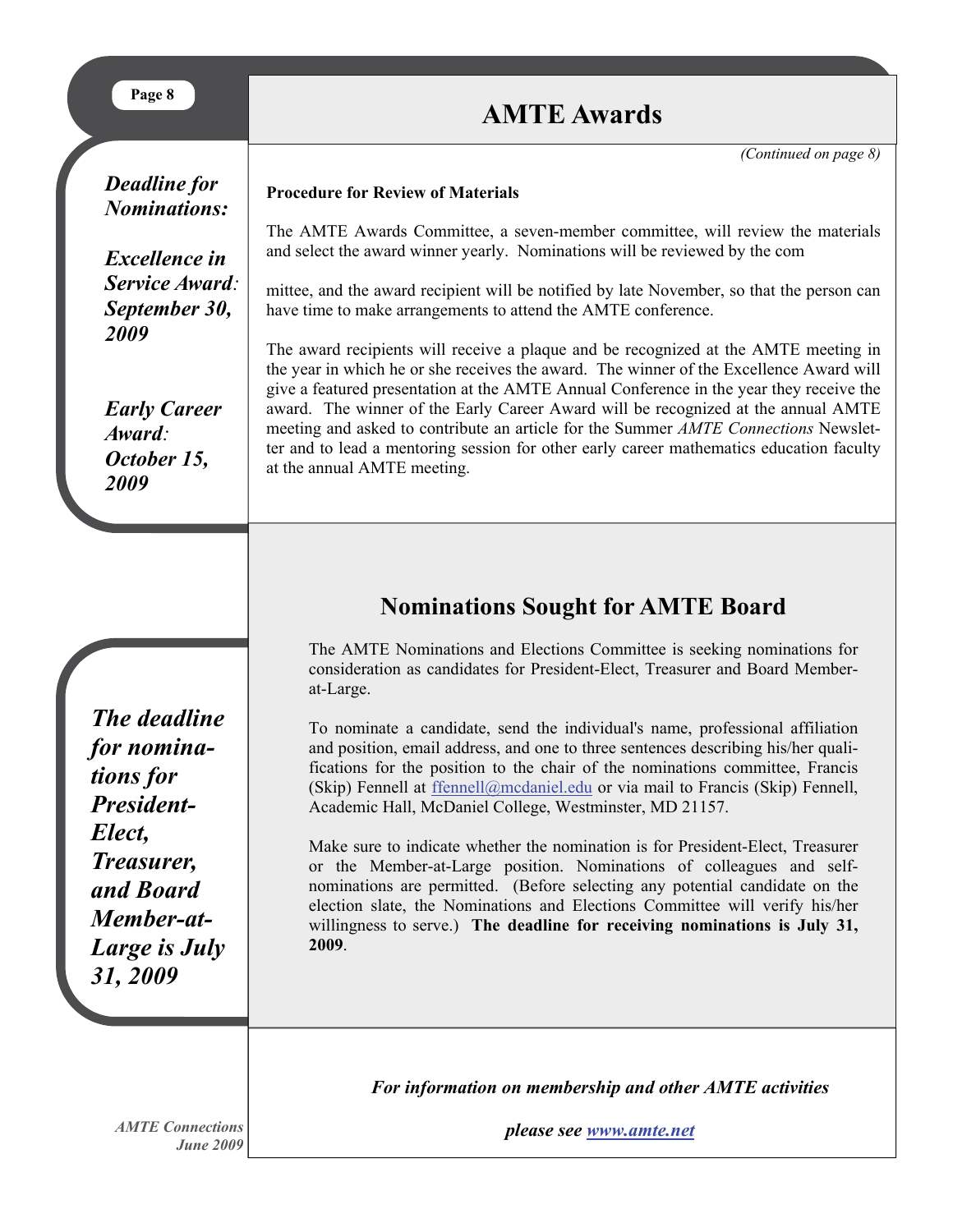# AMTE Awards

*(Continued on page 8)*

*Deadline for Nominations:*

*Excellence in Service Award: September 30, 2009*

*Early Career Award: October 15, 2009*

**Procedure for Review of Materials**

The AMTE Awards Committee, a seven-member committee, will review the materials and select the award winner yearly. Nominations will be reviewed by the com

mittee, and the award recipient will be notified by late November, so that the person can have time to make arrangements to attend the AMTE conference.

The award recipients will receive a plaque and be recognized at the AMTE meeting in the year in which he or she receives the award. The winner of the Excellence Award will give a featured presentation at the AMTE Annual Conference in the year they receive the award. The winner of the Early Career Award will be recognized at the annual AMTE meeting and asked to contribute an article for the Summer *AMTE Connections* Newsletter and to lead a mentoring session for other early career mathematics education faculty at the annual AMTE meeting.

## Nominations Sought for AMTE Board

*The deadline for nominations for President-Elect, Treasurer, and Board Member-at-Large is July 31, 2009*

The AMTE Nominations and Elections Committee is seeking nominations for consideration as candidates for President-Elect, Treasurer and Board Member-at-Large.

To nominate a candidate, send the individual's name, professional affiliation and position, email address, and one to three sentences describing his/her qualifications for the position to the chair of the nominations committee, Francis (Skip) Fennell at ffennell@mcdaniel.edu or via mail to Francis (Skip) Fennell, Academic Hall, McDaniel College, Westminster, MD 21157.

Make sure to indicate whether the nomination is for President-Elect, Treasurer or the Member-at-Large position. Nominations of colleagues and self-nominations are permitted. (Before selecting any potential candidate on the election slate, the Nominations and Elections Committee will verify his/her willingness to serve.) **The deadline for receiving nominations is July 31, 2009**.

***For information on membership and other AMTE activities***

***please see www.amte.net***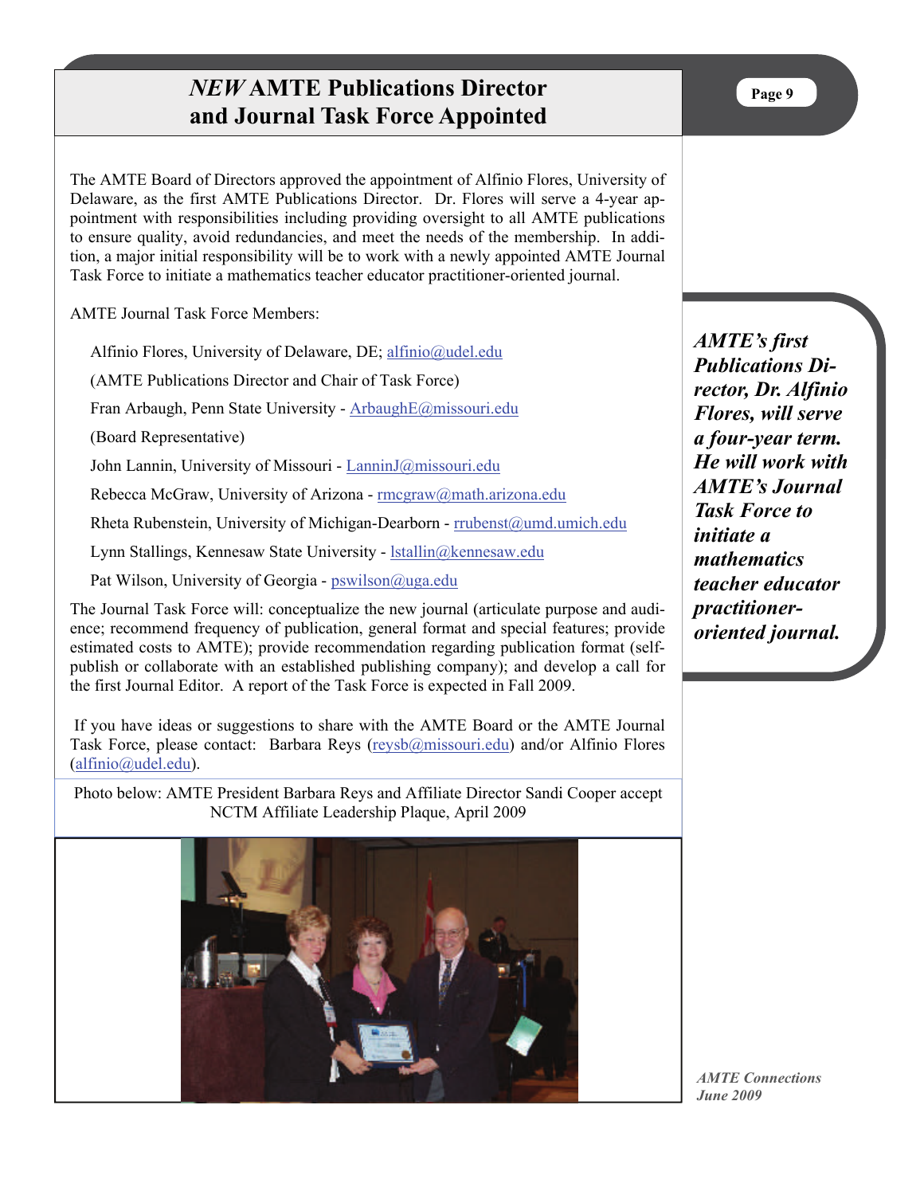# *NEW* AMTE Publications Director and Journal Task Force Appointed

The AMTE Board of Directors approved the appointment of Alfinio Flores, University of Delaware, as the first AMTE Publications Director. Dr. Flores will serve a 4-year appointment with responsibilities including providing oversight to all AMTE publications to ensure quality, avoid redundancies, and meet the needs of the membership. In addition, a major initial responsibility will be to work with a newly appointed AMTE Journal Task Force to initiate a mathematics teacher educator practitioner-oriented journal.

AMTE Journal Task Force Members:

Alfinio Flores, University of Delaware, DE; alfinio@udel.edu

(AMTE Publications Director and Chair of Task Force)

Fran Arbaugh, Penn State University - ArbaughE@missouri.edu

(Board Representative)

John Lannin, University of Missouri - LanninJ@missouri.edu

Rebecca McGraw, University of Arizona - rmcgraw@math.arizona.edu

Rheta Rubenstein, University of Michigan-Dearborn - rrubenst@umd.umich.edu

Lynn Stallings, Kennesaw State University - lstallin@kennesaw.edu

Pat Wilson, University of Georgia - pswilson@uga.edu

The Journal Task Force will: conceptualize the new journal (articulate purpose and audience; recommend frequency of publication, general format and special features; provide estimated costs to AMTE); provide recommendation regarding publication format (self-publish or collaborate with an established publishing company); and develop a call for the first Journal Editor. A report of the Task Force is expected in Fall 2009.

If you have ideas or suggestions to share with the AMTE Board or the AMTE Journal Task Force, please contact: Barbara Reys (reysb@missouri.edu) and/or Alfinio Flores (alfinio@udel.edu).

***AMTE's first Publications Director, Dr. Alfinio Flores, will serve a four-year term. He will work with AMTE's Journal Task Force to initiate a mathematics teacher educator practitioner-oriented journal.***

Photo below: AMTE President Barbara Reys and Affiliate Director Sandi Cooper accept NCTM Affiliate Leadership Plaque, April 2009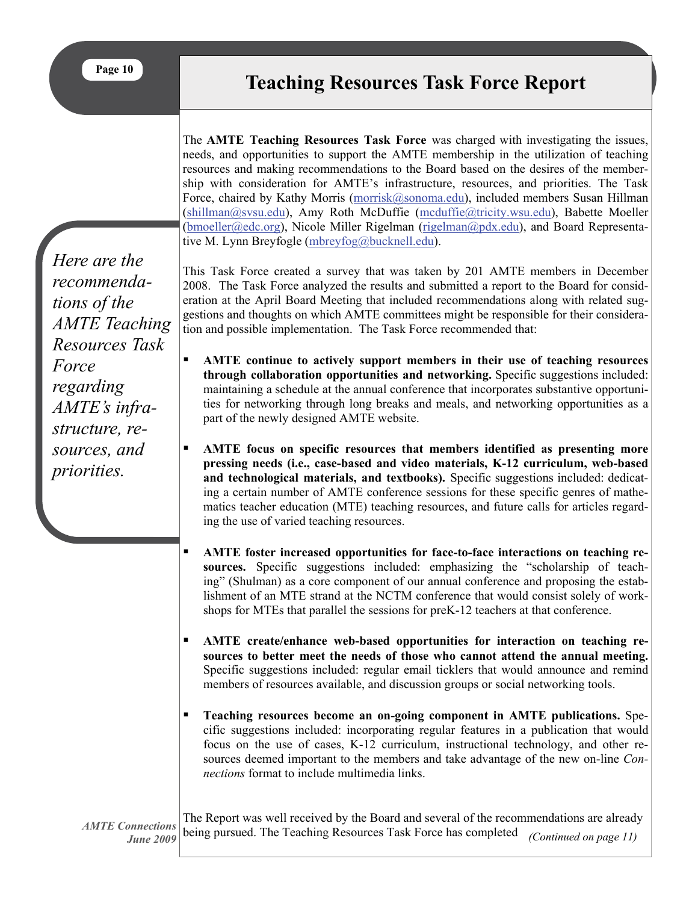# Teaching Resources Task Force Report

*Here are the recommendations of the AMTE Teaching Resources Task Force regarding AMTE's infrastructure, resources, and priorities.*

The **AMTE Teaching Resources Task Force** was charged with investigating the issues, needs, and opportunities to support the AMTE membership in the utilization of teaching resources and making recommendations to the Board based on the desires of the membership with consideration for AMTE's infrastructure, resources, and priorities. The Task Force, chaired by Kathy Morris (morrisk@sonoma.edu), included members Susan Hillman (shillman@svsu.edu), Amy Roth McDuffie (mcduffie@tricity.wsu.edu), Babette Moeller (bmoeller@edc.org), Nicole Miller Rigelman (rigelman@pdx.edu), and Board Representative M. Lynn Breyfogle (mbreyfog@bucknell.edu).

This Task Force created a survey that was taken by 201 AMTE members in December 2008. The Task Force analyzed the results and submitted a report to the Board for consideration at the April Board Meeting that included recommendations along with related suggestions and thoughts on which AMTE committees might be responsible for their consideration and possible implementation. The Task Force recommended that:

- **AMTE continue to actively support members in their use of teaching resources through collaboration opportunities and networking.** Specific suggestions included: maintaining a schedule at the annual conference that incorporates substantive opportunities for networking through long breaks and meals, and networking opportunities as a part of the newly designed AMTE website.

- **AMTE focus on specific resources that members identified as presenting more pressing needs (i.e., case-based and video materials, K-12 curriculum, web-based and technological materials, and textbooks).** Specific suggestions included: dedicating a certain number of AMTE conference sessions for these specific genres of mathematics teacher education (MTE) teaching resources, and future calls for articles regarding the use of varied teaching resources.

- **AMTE foster increased opportunities for face-to-face interactions on teaching resources.** Specific suggestions included: emphasizing the "scholarship of teaching" (Shulman) as a core component of our annual conference and proposing the establishment of an MTE strand at the NCTM conference that would consist solely of workshops for MTEs that parallel the sessions for preK-12 teachers at that conference.

- **AMTE create/enhance web-based opportunities for interaction on teaching resources to better meet the needs of those who cannot attend the annual meeting.** Specific suggestions included: regular email ticklers that would announce and remind members of resources available, and discussion groups or social networking tools.

- **Teaching resources become an on-going component in AMTE publications.** Specific suggestions included: incorporating regular features in a publication that would focus on the use of cases, K-12 curriculum, instructional technology, and other resources deemed important to the members and take advantage of the new on-line *Connections* format to include multimedia links.

The Report was well received by the Board and several of the recommendations are already being pursued. The Teaching Resources Task Force has completed *(Continued on page 11)*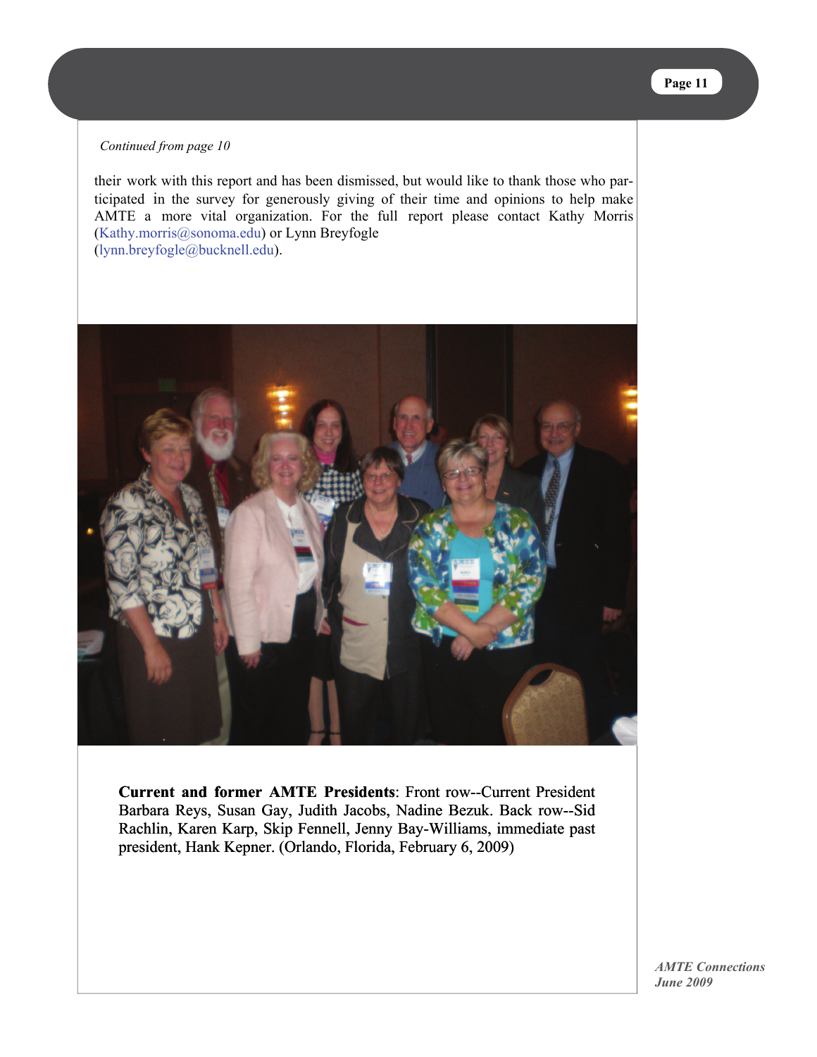*Continued from page 10*

their work with this report and has been dismissed, but would like to thank those who participated in the survey for generously giving of their time and opinions to help make AMTE a more vital organization. For the full report please contact Kathy Morris (Kathy.morris@sonoma.edu) or Lynn Breyfogle (lynn.breyfogle@bucknell.edu).

**Current and former AMTE Presidents**: Front row--Current President Barbara Reys, Susan Gay, Judith Jacobs, Nadine Bezuk. Back row--Sid Rachlin, Karen Karp, Skip Fennell, Jenny Bay-Williams, immediate past president, Hank Kepner. (Orlando, Florida, February 6, 2009)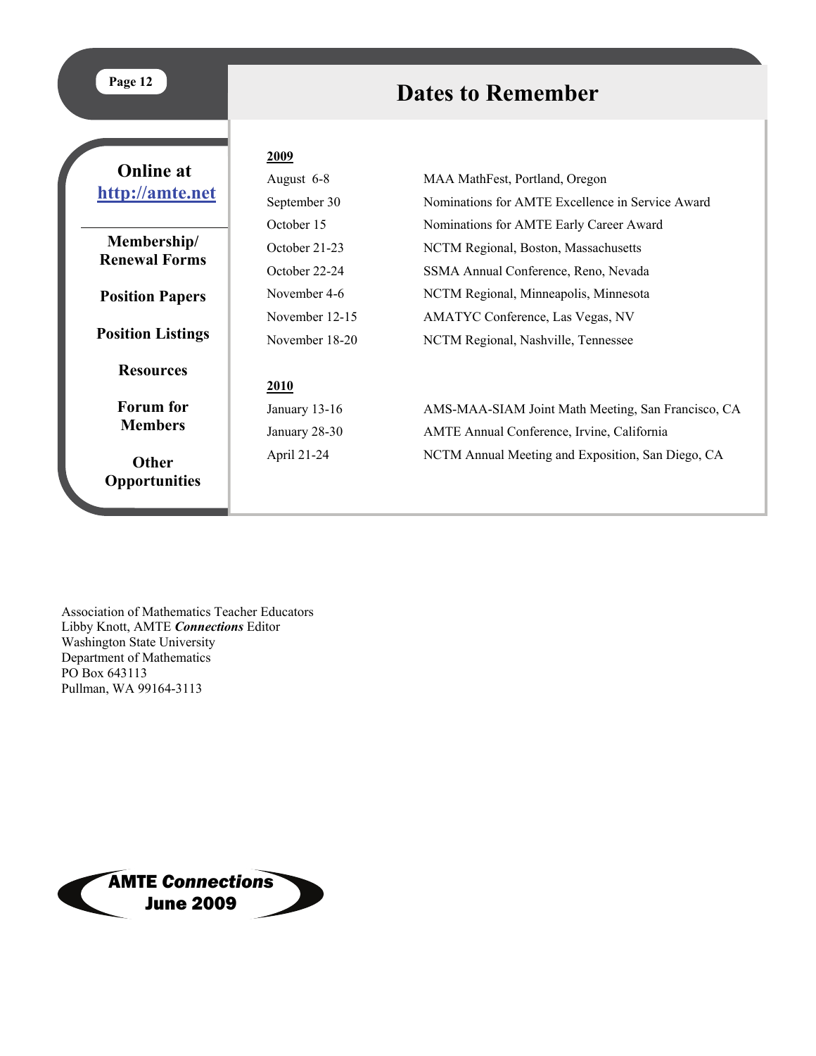# Dates to Remember

**Online at [http://amte.net](http://amte.net)**

**Membership/ Renewal Forms**

**Position Papers**

**Position Listings**

**Resources**

**Forum for Members**

**Other Opportunities**

**2009**

| | |
|---|---|
| August 6-8 | MAA MathFest, Portland, Oregon |
| September 30 | Nominations for AMTE Excellence in Service Award |
| October 15 | Nominations for AMTE Early Career Award |
| October 21-23 | NCTM Regional, Boston, Massachusetts |
| October 22-24 | SSMA Annual Conference, Reno, Nevada |
| November 4-6 | NCTM Regional, Minneapolis, Minnesota |
| November 12-15 | AMATYC Conference, Las Vegas, NV |
| November 18-20 | NCTM Regional, Nashville, Tennessee |

**2010**

| | |
|---|---|
| January 13-16 | AMS-MAA-SIAM Joint Math Meeting, San Francisco, CA |
| January 28-30 | AMTE Annual Conference, Irvine, California |
| April 21-24 | NCTM Annual Meeting and Exposition, San Diego, CA |

Association of Mathematics Teacher Educators
Libby Knott, AMTE ***Connections*** Editor
Washington State University
Department of Mathematics
PO Box 643113
Pullman, WA 99164-3113

**AMTE *Connections***
**June 2009**